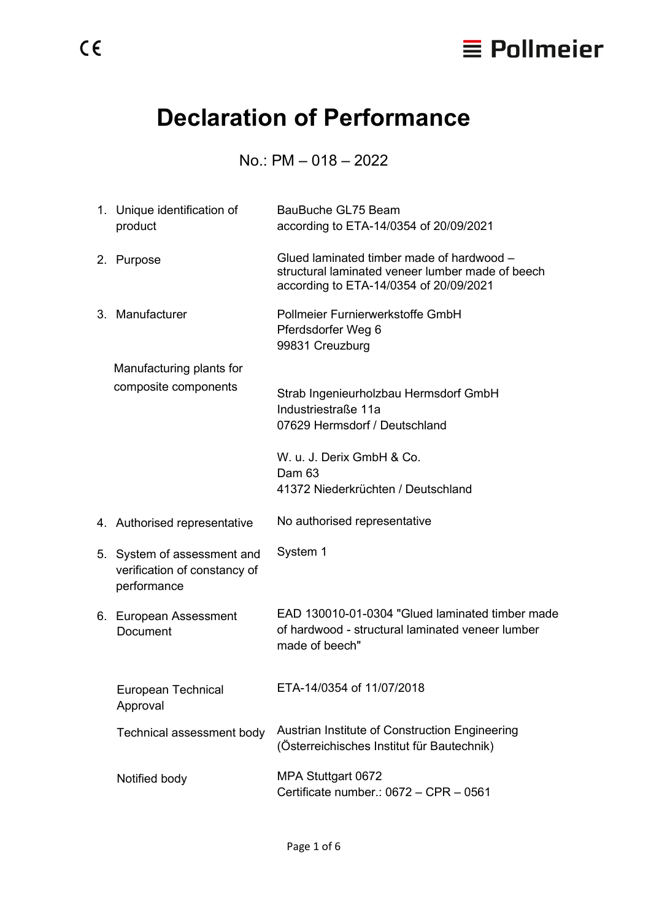CE

Pollmeier

# Declaration of Performance

No.: PM – 018 – 2022

1. Unique identification of product — BauBuche GL75 Beam according to ETA-14/0354 of 20/09/2021

2. Purpose — Glued laminated timber made of hardwood – structural laminated veneer lumber made of beech according to ETA-14/0354 of 20/09/2021

3. Manufacturer — Pollmeier Furnierwerkstoffe GmbH  
   Pferdsdorfer Weg 6  
   99831 Creuzburg

   Manufacturing plants for composite components —

   Strab Ingenieurholzbau Hermsdorf GmbH  
   Industriestraße 11a  
   07629 Hermsdorf / Deutschland

   W. u. J. Derix GmbH & Co.  
   Dam 63  
   41372 Niederkrüchten / Deutschland

4. Authorised representative — No authorised representative

5. System of assessment and verification of constancy of performance — System 1

6. European Assessment Document — EAD 130010-01-0304 "Glued laminated timber made of hardwood - structural laminated veneer lumber made of beech"

   European Technical Approval — ETA-14/0354 of 11/07/2018

   Technical assessment body — Austrian Institute of Construction Engineering (Österreichisches Institut für Bautechnik)

   Notified body — MPA Stuttgart 0672  
   Certificate number.: 0672 – CPR – 0561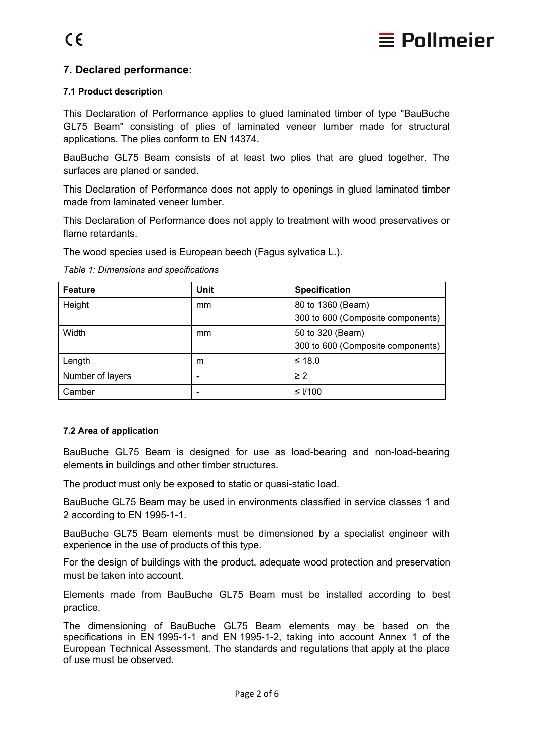## 7. Declared performance:

### 7.1 Product description

This Declaration of Performance applies to glued laminated timber of type "BauBuche GL75 Beam" consisting of plies of laminated veneer lumber made for structural applications. The plies conform to EN 14374.

BauBuche GL75 Beam consists of at least two plies that are glued together. The surfaces are planed or sanded.

This Declaration of Performance does not apply to openings in glued laminated timber made from laminated veneer lumber.

This Declaration of Performance does not apply to treatment with wood preservatives or flame retardants.

The wood species used is European beech (Fagus sylvatica L.).

*Table 1: Dimensions and specifications*

| Feature | Unit | Specification |
|---|---|---|
| Height | mm | 80 to 1360 (Beam)<br>300 to 600 (Composite components) |
| Width | mm | 50 to 320 (Beam)<br>300 to 600 (Composite components) |
| Length | m | ≤ 18.0 |
| Number of layers | - | ≥ 2 |
| Camber | - | ≤ l/100 |

### 7.2 Area of application

BauBuche GL75 Beam is designed for use as load-bearing and non-load-bearing elements in buildings and other timber structures.

The product must only be exposed to static or quasi-static load.

BauBuche GL75 Beam may be used in environments classified in service classes 1 and 2 according to EN 1995-1-1.

BauBuche GL75 Beam elements must be dimensioned by a specialist engineer with experience in the use of products of this type.

For the design of buildings with the product, adequate wood protection and preservation must be taken into account.

Elements made from BauBuche GL75 Beam must be installed according to best practice.

The dimensioning of BauBuche GL75 Beam elements may be based on the specifications in EN 1995-1-1 and EN 1995-1-2, taking into account Annex 1 of the European Technical Assessment. The standards and regulations that apply at the place of use must be observed.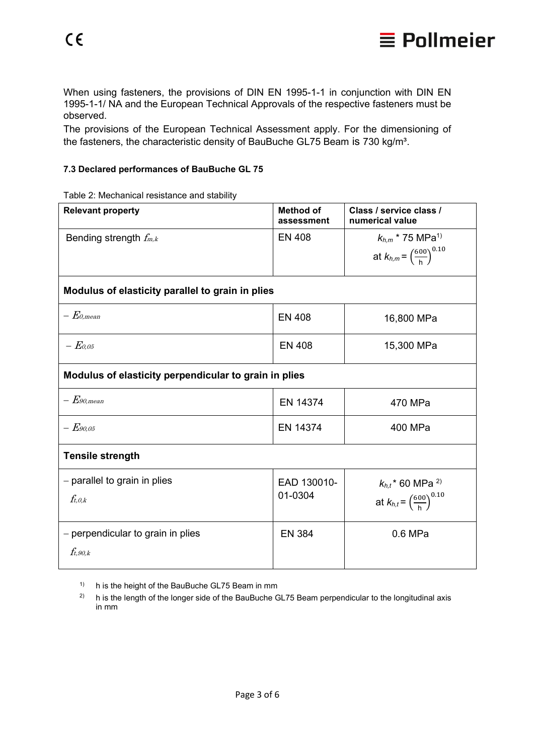When using fasteners, the provisions of DIN EN 1995-1-1 in conjunction with DIN EN 1995-1-1/ NA and the European Technical Approvals of the respective fasteners must be observed.

The provisions of the European Technical Assessment apply. For the dimensioning of the fasteners, the characteristic density of BauBuche GL75 Beam is 730 kg/m³.

#### 7.3 Declared performances of BauBuche GL 75

Table 2: Mechanical resistance and stability

| Relevant property | Method of assessment | Class / service class / numerical value |
| --- | --- | --- |
| Bending strength $f_{m,k}$ | EN 408 | $k_{h,m}$ * 75 MPa[1) ] at $k_{h,m} = \left(\frac{600}{h}\right)^{0.10}$ |
| **Modulus of elasticity parallel to grain in plies** | | |
| – $E_{0,mean}$ | EN 408 | 16,800 MPa |
| – $E_{0,05}$ | EN 408 | 15,300 MPa |
| **Modulus of elasticity perpendicular to grain in plies** | | |
| – $E_{90,mean}$ | EN 14374 | 470 MPa |
| – $E_{90,05}$ | EN 14374 | 400 MPa |
| **Tensile strength** | | |
| – parallel to grain in plies $f_{t,0,k}$ | EAD 130010-01-0304 | $k_{h,t}$ * 60 MPa [2)] at $k_{h,t} = \left(\frac{600}{h}\right)^{0.10}$ |
| – perpendicular to grain in plies $f_{t,90,k}$ | EN 384 | 0.6 MPa |

1) h is the height of the BauBuche GL75 Beam in mm

2) h is the length of the longer side of the BauBuche GL75 Beam perpendicular to the longitudinal axis in mm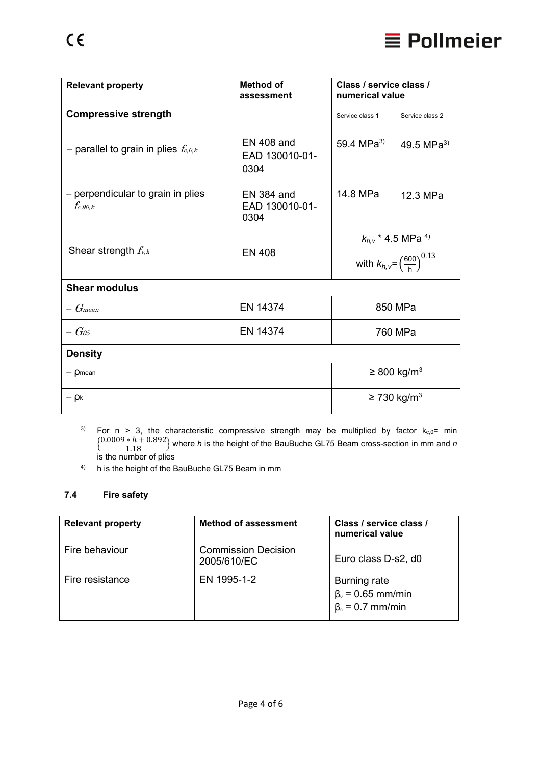| Relevant property | Method of assessment | Class / service class / numerical value | |
|---|---|---|---|
| **Compressive strength** | | Service class 1 | Service class 2 |
| – parallel to grain in plies $f_{c,0,k}$ | EN 408 and EAD 130010-01-0304 | 59.4 MPa[3] | 49.5 MPa[3] |
| – perpendicular to grain in plies $f_{c,90,k}$ | EN 384 and EAD 130010-01-0304 | 14.8 MPa | 12.3 MPa |
| Shear strength $f_{v,k}$ | EN 408 | $k_{h,v}$ * 4.5 MPa [4] with $k_{h,v}=\left(\frac{600}{h}\right)^{0.13}$ | |
| **Shear modulus** | | | |
| – $G_{mean}$ | EN 14374 | 850 MPa | |
| – $G_{05}$ | EN 14374 | 760 MPa | |
| **Density** | | | |
| – $\rho_{mean}$ | | ≥ 800 kg/m³ | |
| – $\rho_k$ | | ≥ 730 kg/m³ | |

[3] For n > 3, the characteristic compressive strength may be multiplied by factor $k_{c,0}$= min $\begin{Bmatrix} 0.0009 * h + 0.892 \\ 1.18 \end{Bmatrix}$ where *h* is the height of the BauBuche GL75 Beam cross-section in mm and *n* is the number of plies

[4] h is the height of the BauBuche GL75 Beam in mm

### 7.4 Fire safety

| Relevant property | Method of assessment | Class / service class / numerical value |
|---|---|---|
| Fire behaviour | Commission Decision 2005/610/EC | Euro class D-s2, d0 |
| Fire resistance | EN 1995-1-2 | Burning rate<br>$\beta_0$ = 0.65 mm/min<br>$\beta_n$ = 0.7 mm/min |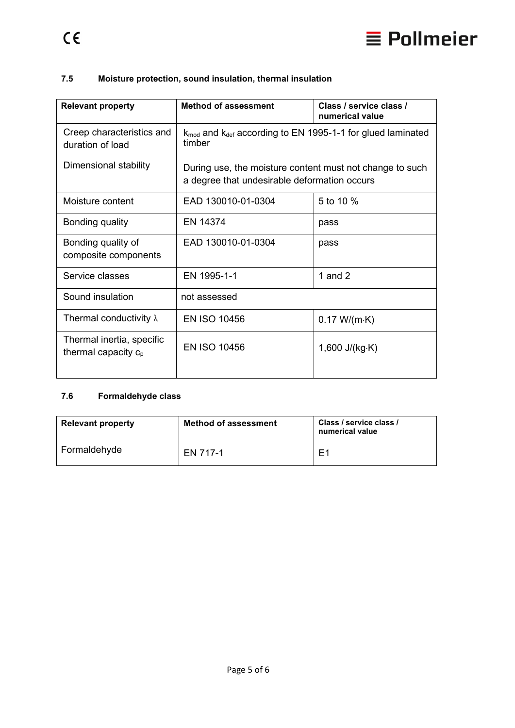### 7.5 Moisture protection, sound insulation, thermal insulation

| Relevant property | Method of assessment | Class / service class / numerical value |
|---|---|---|
| Creep characteristics and duration of load | $k_{mod}$ and $k_{def}$ according to EN 1995-1-1 for glued laminated timber | |
| Dimensional stability | During use, the moisture content must not change to such a degree that undesirable deformation occurs | |
| Moisture content | EAD 130010-01-0304 | 5 to 10 % |
| Bonding quality | EN 14374 | pass |
| Bonding quality of composite components | EAD 130010-01-0304 | pass |
| Service classes | EN 1995-1-1 | 1 and 2 |
| Sound insulation | not assessed | |
| Thermal conductivity $\lambda$ | EN ISO 10456 | 0.17 W/(m·K) |
| Thermal inertia, specific thermal capacity $c_p$ | EN ISO 10456 | 1,600 J/(kg·K) |

### 7.6 Formaldehyde class

| Relevant property | Method of assessment | Class / service class / numerical value |
|---|---|---|
| Formaldehyde | EN 717-1 | E1 |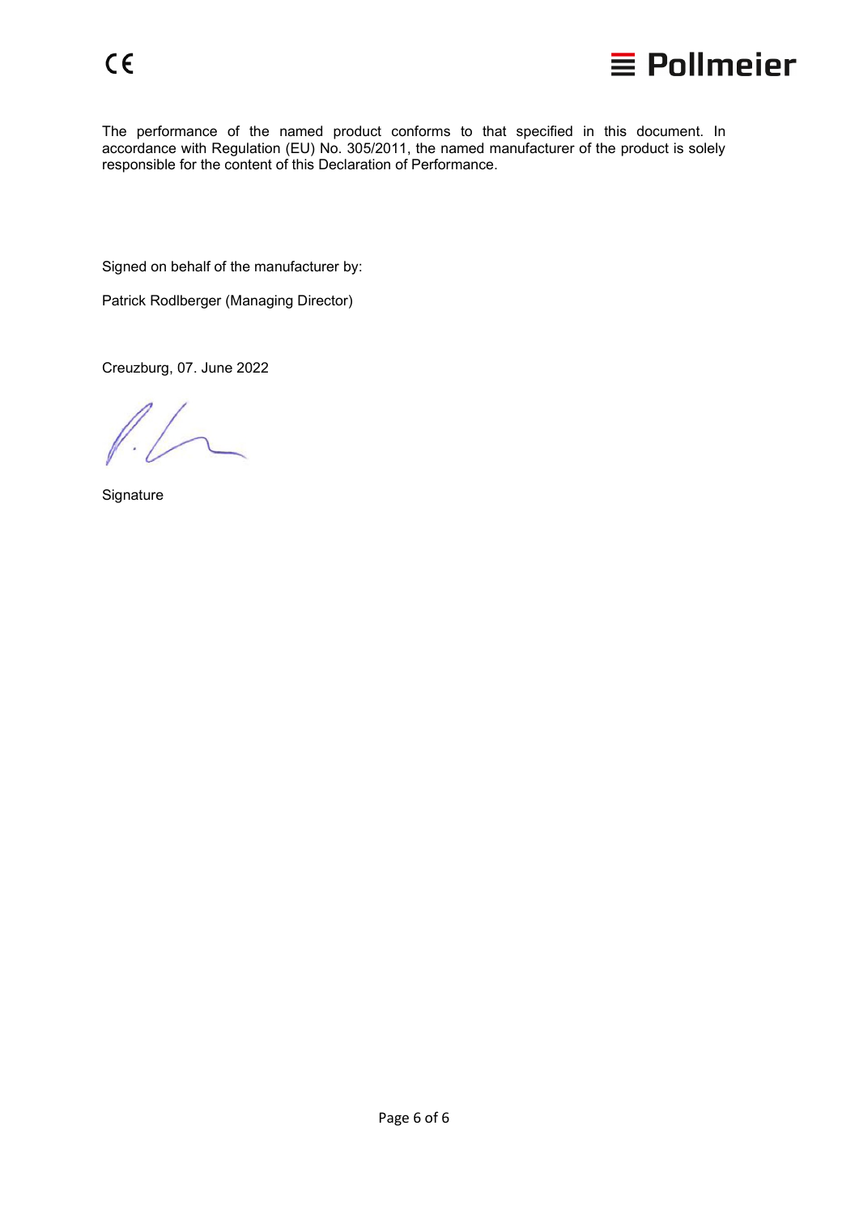The performance of the named product conforms to that specified in this document. In accordance with Regulation (EU) No. 305/2011, the named manufacturer of the product is solely responsible for the content of this Declaration of Performance.

Signed on behalf of the manufacturer by:

Patrick Rodlberger (Managing Director)

Creuzburg, 07. June 2022

Signature